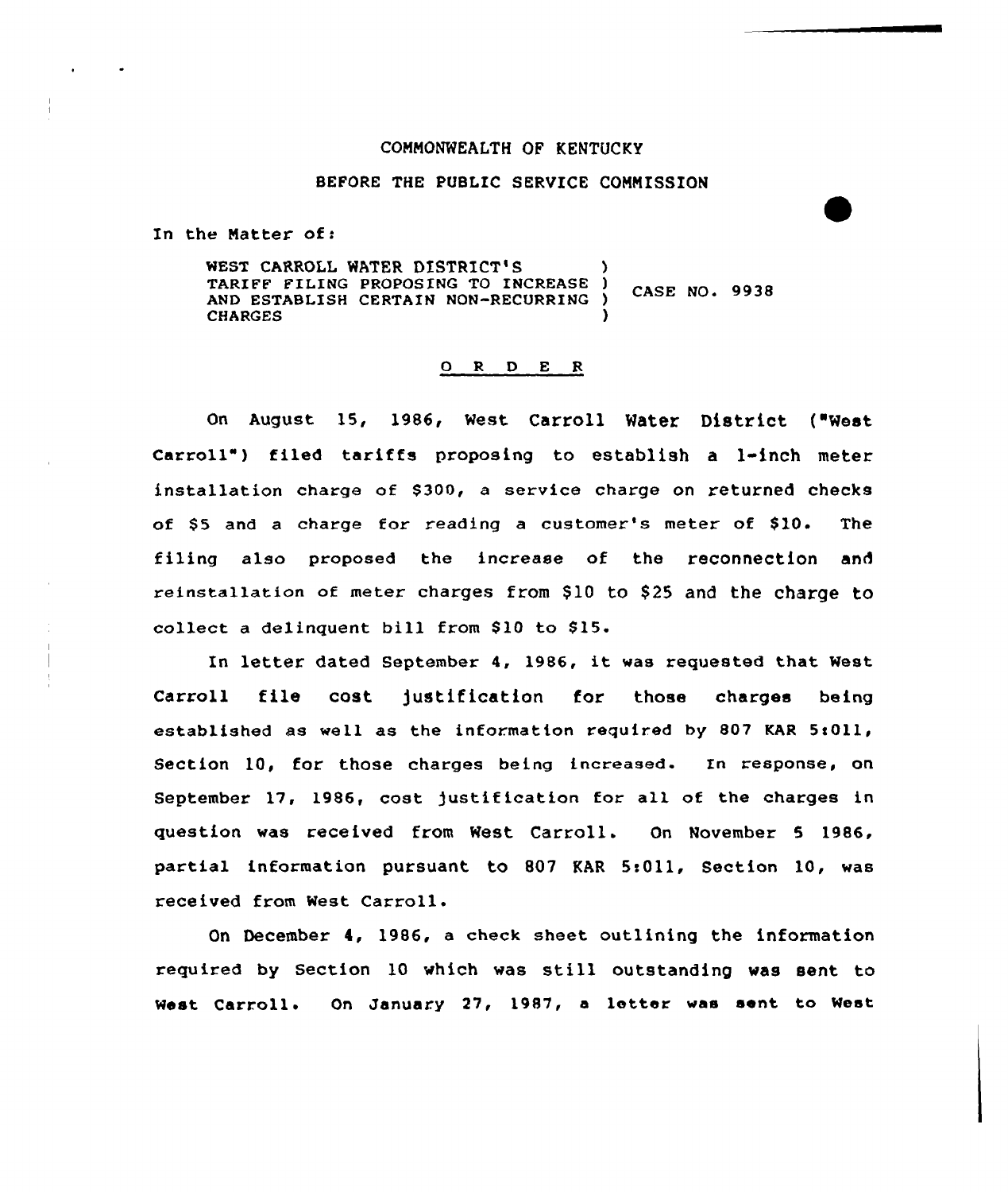COMMONWEALTH OF KENTUCKY

BEFORE THE PUBLIC SERVICE COMMISSION

In the Matter of:

WEST CARROLL WATER DISTRICT'S TARIFF FILING PROPOSING TO INCREASE AND ESTABLISH CERTAIN NON-RECURRING CHARGES ) CASE NO. 9938

O R D E R

On August 15, 1986, West Carroll Water District ("West Carroll") filed tariffs proposing to establish a 1-inch meter installation charge of $300, a service charge on returned checks of $5 and a charge for reading a customer's meter of $10. The filing also proposed the increase of the reconnection and reinstallation of meter charges from $10 to $25 and the charge to collect a delinquent bill from $10 to $15.

In letter dated September 4, 1986, it was requested that West Carroll file cost justification for those charges being established as well as the information required by 807 KAR 5:011, Section 10, for those charges being increased. In response, on September 17, 1986, cost justification for all of the charges in question was received from West Carroll. On November 5 1986, partial information pursuant to 807 KAR 5:011, Section 10, was received from West Carroll.

On December 4, 1986, a check sheet outlining the information required by Section 10 which was still outstanding was sent to West Carroll. On January 27, 1987, a letter was sent to West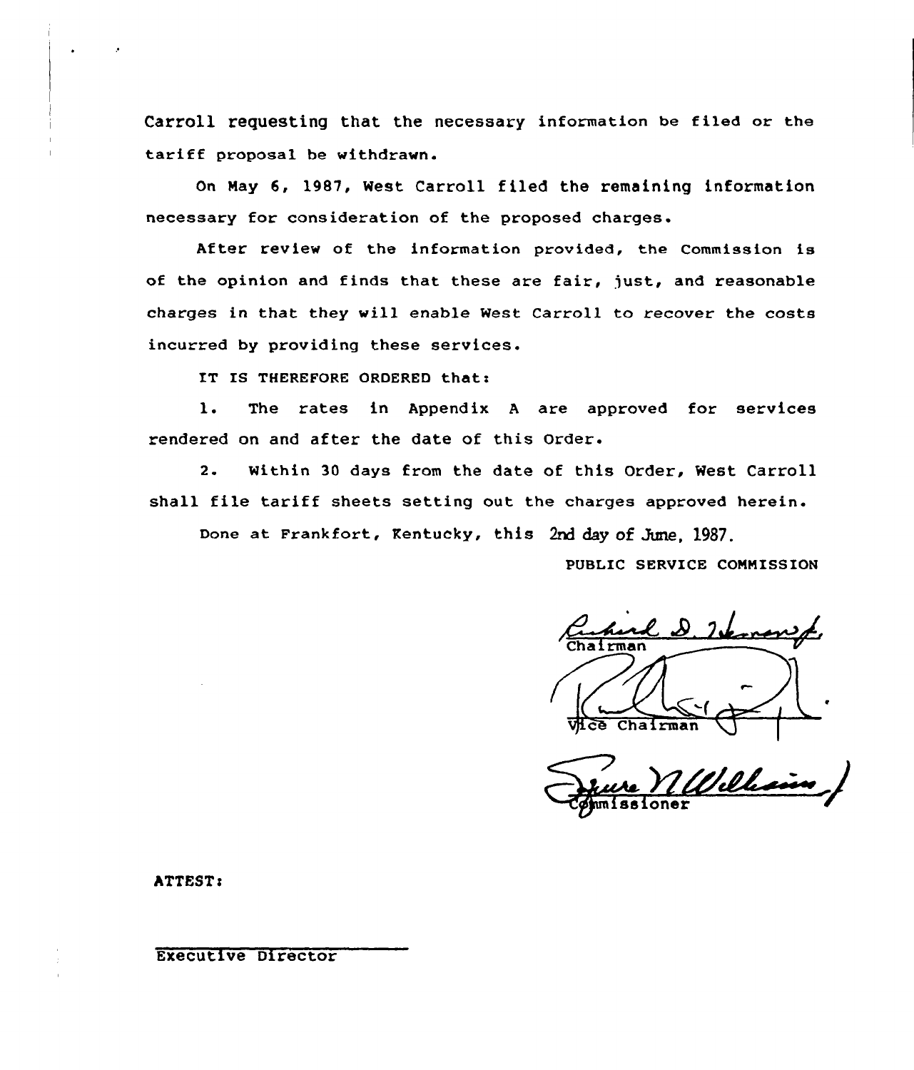Carroll requesting that the necessary information be filed or the tariff proposal be withdrawn.

On May 6, 1987, West Carroll filed the remaining information necessary for consideration of the proposed charges.

After review of the information provided, the Commission is of the opinion and finds that these are fair, just, and reasonable charges in that they will enable West Carroll to recover the costs incurred by providing these services.

IT IS THEREFORE ORDERED that:

1. The rates in Appendix A are approved for services rendered on and after the date of this Order.

2. Within 30 days from the date of this Order, West Carroll shall file tariff sheets setting out the charges approved herein.

Done at Frankfort, Kentucky, this 2nd day of June, 1987.

PUBLIC SERVICE COMMISSION

Chairman

Vice Chairman

Commissioner

ATTEST:

Executive Director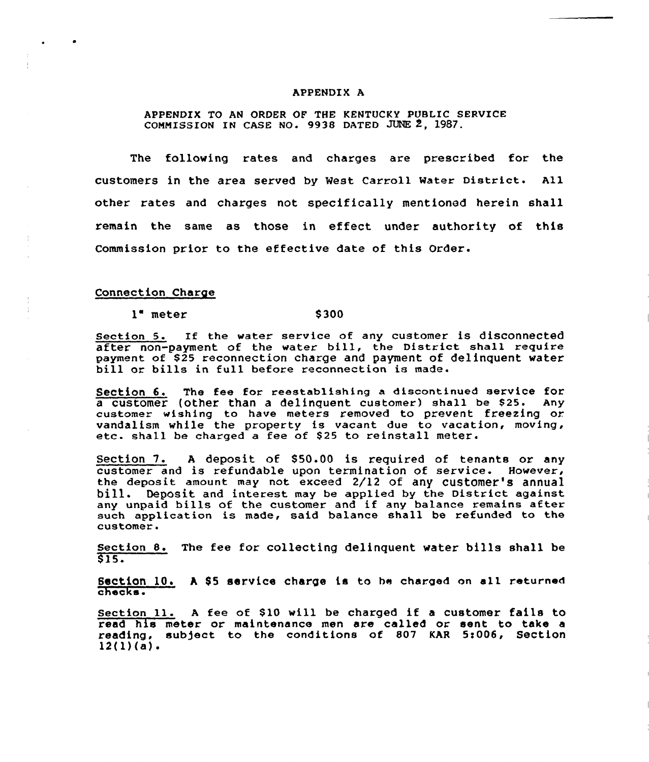APPENDIX A

APPENDIX TO AN ORDER OF THE KENTUCKY PUBLIC SERVICE COMMISSION IN CASE NO. 9938 DATED JUNE 2, 1987.

The following rates and charges are prescribed for the customers in the area served by West Carroll Water District. All other rates and charges not specifically mentioned herein shall remain the same as those in effect under authority of this Commission prior to the effective date of this Order.

Connection Charge

| | |
|---|---|
| 1" meter | $300 |

Section 5. If the water service of any customer is disconnected after non-payment of the water bill, the District shall require payment of $25 reconnection charge and payment of delinquent water bill or bills in full before reconnection is made.

Section 6. The fee for reestablishing a discontinued service for a customer (other than a delinquent customer) shall be $25. Any customer wishing to have meters removed to prevent freezing or vandalism while the property is vacant due to vacation, moving, etc. shall be charged a fee of $25 to reinstall meter.

Section 7. A deposit of $50.00 is required of tenants or any customer and is refundable upon termination of service. However, the deposit amount may not exceed 2/12 of any customer's annual bill. Deposit and interest may be applied by the District against any unpaid bills of the customer and if any balance remains after such application is made, said balance shall be refunded to the customer.

Section 8. The fee for collecting delinquent water bills shall be $15.

Section 10. A $5 service charge is to be charged on all returned checks.

Section 11. A fee of $10 will be charged if a customer fails to read his meter or maintenance men are called or sent to take a reading, subject to the conditions of 807 KAR 5:006, Section 12(1)(a).